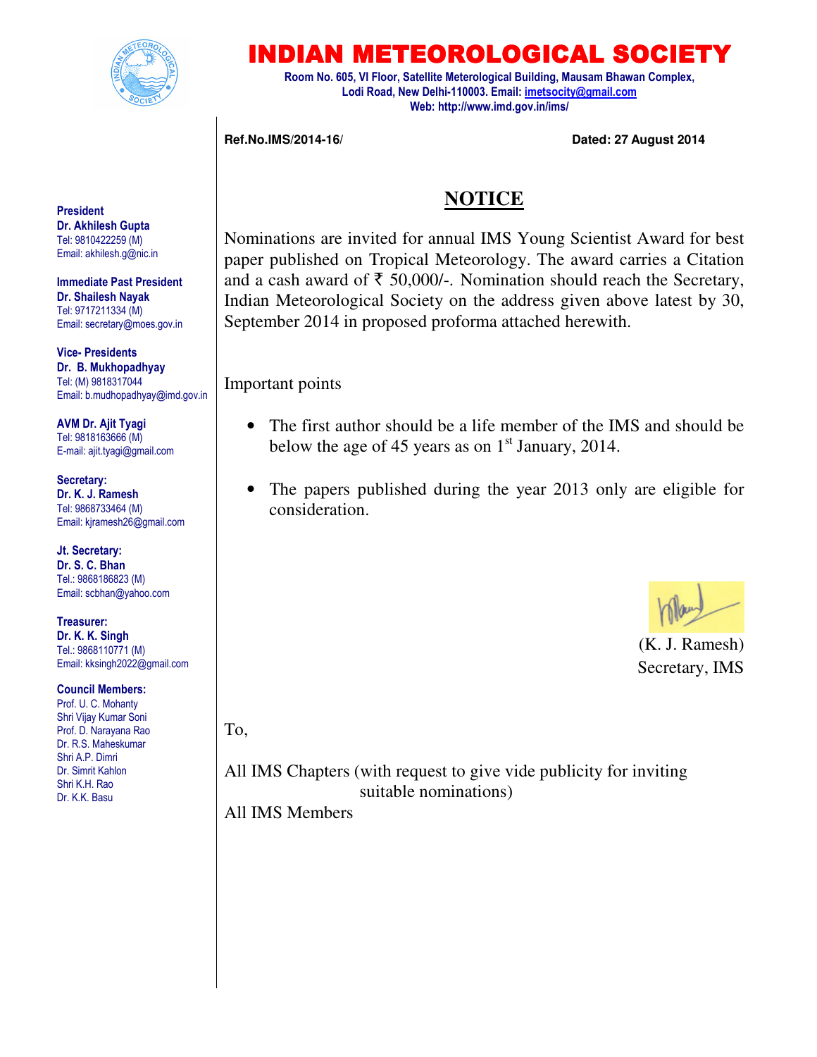# INDIAN METEOROLOGICAL SOCIETY

**Room No. 605, VI Floor, Satellite Meterological Building, Mausam Bhawan Complex, Lodi Road, New Delhi-110003. Email: imetsocity@gmail.com**
**Web: http://www.imd.gov.in/ims/**

**President**
**Dr. Akhilesh Gupta**
Tel: 9810422259 (M)
Email: akhilesh.g@nic.in

**Immediate Past President**
**Dr. Shailesh Nayak**
Tel: 9717211334 (M)
Email: secretary@moes.gov.in

**Vice- Presidents**
**Dr. B. Mukhopadhyay**
Tel: (M) 9818317044
Email: b.mudhopadhyay@imd.gov.in

**AVM Dr. Ajit Tyagi**
Tel: 9818163666 (M)
E-mail: ajit.tyagi@gmail.com

**Secretary:**
**Dr. K. J. Ramesh**
Tel: 9868733464 (M)
Email: kjramesh26@gmail.com

**Jt. Secretary:**
**Dr. S. C. Bhan**
Tel.: 9868186823 (M)
Email: scbhan@yahoo.com

**Treasurer:**
**Dr. K. K. Singh**
Tel.: 9868110771 (M)
Email: kksingh2022@gmail.com

**Council Members:**
Prof. U. C. Mohanty
Shri Vijay Kumar Soni
Prof. D. Narayana Rao
Dr. R.S. Maheskumar
Shri A.P. Dimri
Dr. Simrit Kahlon
Shri K.H. Rao
Dr. K.K. Basu

**Ref.No.IMS/2014-16/** **Dated: 27 August 2014**

## NOTICE

Nominations are invited for annual IMS Young Scientist Award for best paper published on Tropical Meteorology. The award carries a Citation and a cash award of ₹ 50,000/-. Nomination should reach the Secretary, Indian Meteorological Society on the address given above latest by 30, September 2014 in proposed proforma attached herewith.

Important points

- The first author should be a life member of the IMS and should be below the age of 45 years as on 1st January, 2014.
- The papers published during the year 2013 only are eligible for consideration.

(K. J. Ramesh)
Secretary, IMS

To,

All IMS Chapters (with request to give vide publicity for inviting suitable nominations)
All IMS Members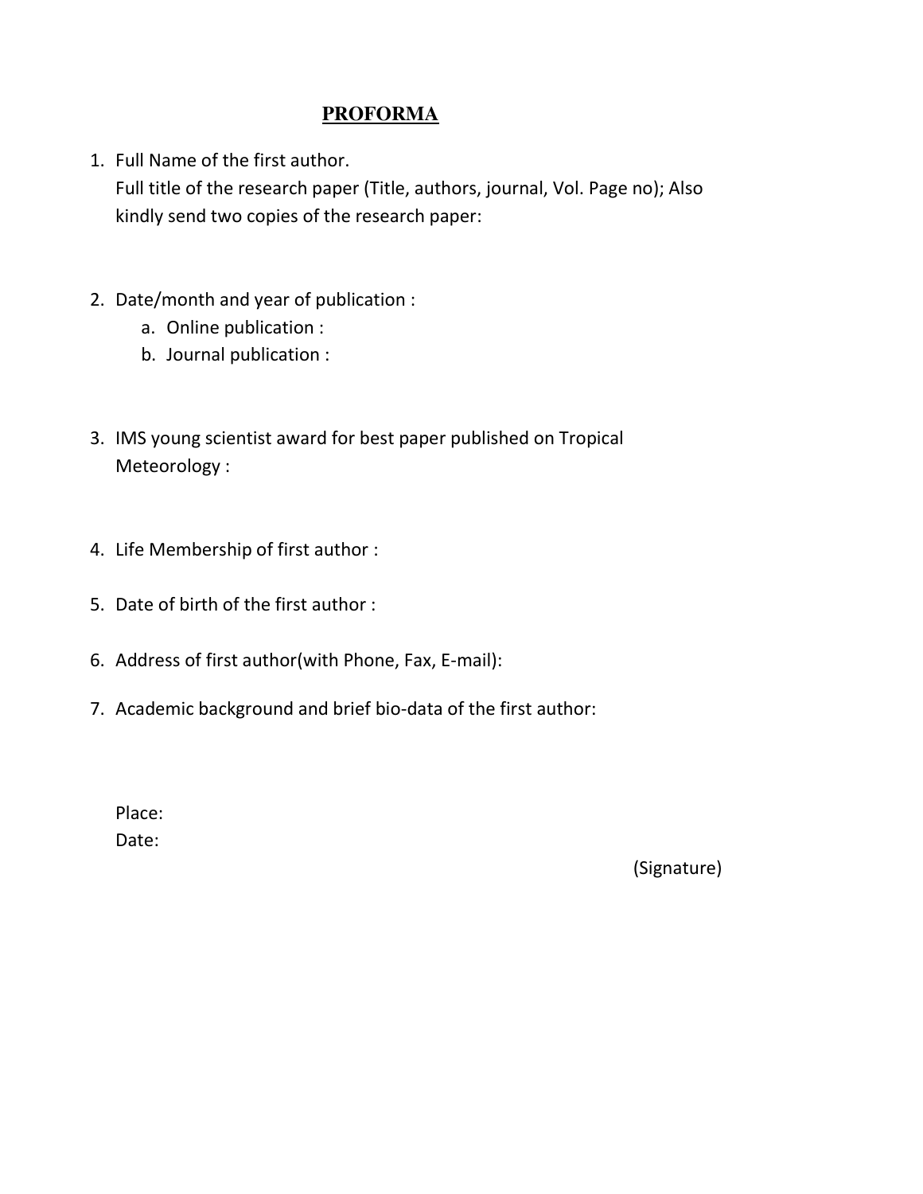# PROFORMA

1. Full Name of the first author.
   Full title of the research paper (Title, authors, journal, Vol. Page no); Also kindly send two copies of the research paper:

2. Date/month and year of publication :
   a. Online publication :
   b. Journal publication :

3. IMS young scientist award for best paper published on Tropical Meteorology :

4. Life Membership of first author :

5. Date of birth of the first author :

6. Address of first author(with Phone, Fax, E-mail):

7. Academic background and brief bio-data of the first author:

Place:
Date:

(Signature)